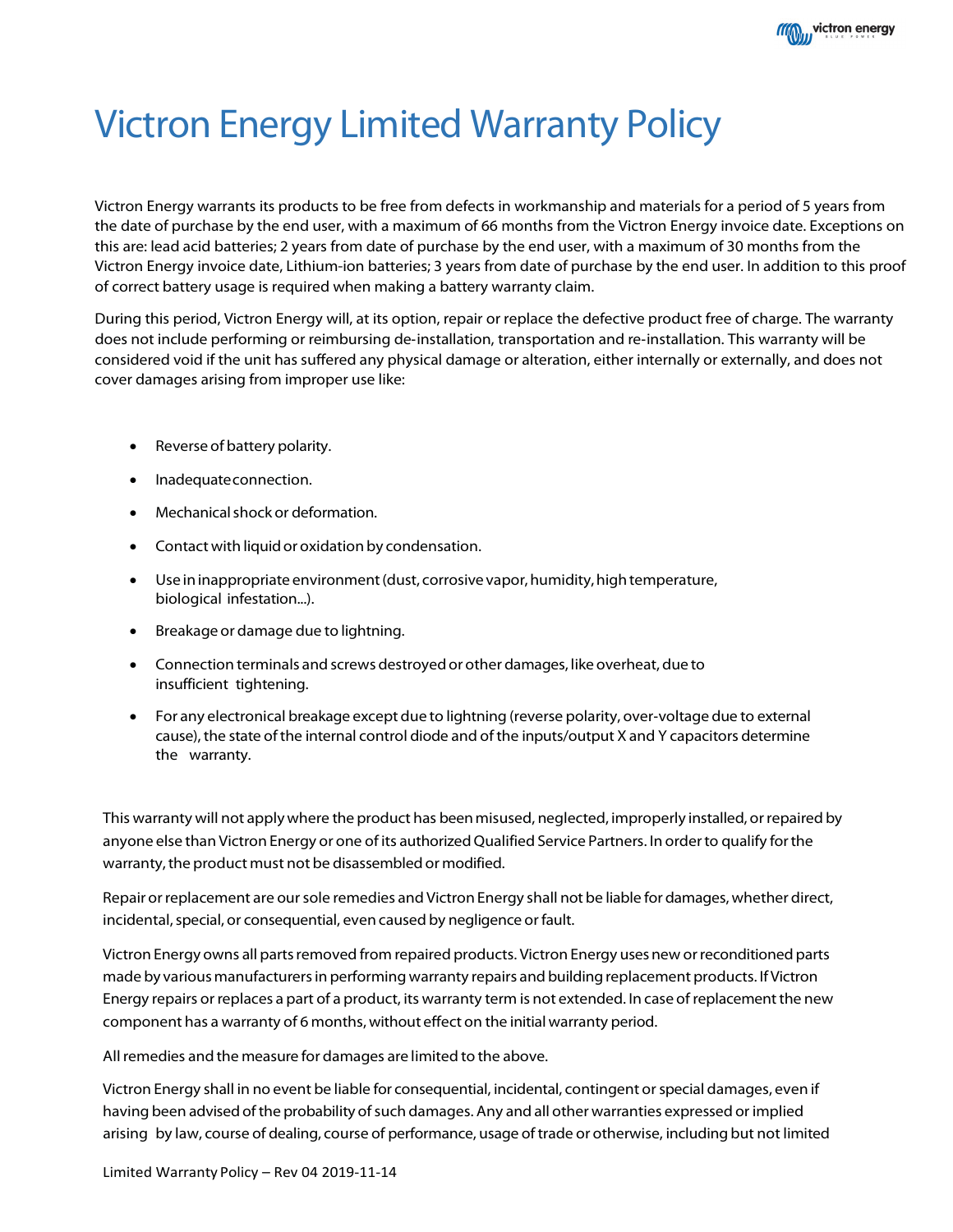# Victron Energy Limited Warranty Policy

Victron Energy warrants its products to be free from defects in workmanship and materials for a period of 5 years from the date of purchase by the end user, with a maximum of 66 months from the Victron Energy invoice date. Exceptions on this are: lead acid batteries; 2 years from date of purchase by the end user, with a maximum of 30 months from the Victron Energy invoice date, Lithium-ion batteries; 3 years from date of purchase by the end user. In addition to this proof of correct battery usage is required when making a battery warranty claim.

During this period, Victron Energy will, at its option, repair or replace the defective product free of charge. The warranty does not include performing or reimbursing de-installation, transportation and re-installation. This warranty will be considered void if the unit has suffered any physical damage or alteration, either internally or externally, and does not cover damages arising from improper use like:

- Reverse of battery polarity.
- Inadequate connection.
- Mechanical shock or deformation.
- Contact with liquid or oxidation by condensation.
- Use in inappropriate environment (dust, corrosive vapor, humidity, high temperature, biological infestation...).
- Breakage or damage due to lightning.
- Connection terminals and screws destroyed or other damages, like overheat, due to insufficient tightening.
- For any electronical breakage except due to lightning (reverse polarity, over-voltage due to external cause), the state of the internal control diode and of the inputs/output X and Y capacitors determine the warranty.

This warranty will not apply where the product has been misused, neglected, improperly installed, or repaired by anyone else than Victron Energy or one of its authorized Qualified Service Partners. In order to qualify for the warranty, the product must not be disassembled or modified.

Repair or replacement are our sole remedies and Victron Energy shall not be liable for damages, whether direct, incidental, special, or consequential, even caused by negligence or fault.

Victron Energy owns all parts removed from repaired products. Victron Energy uses new or reconditioned parts made by various manufacturers in performing warranty repairs and building replacement products. If Victron Energy repairs or replaces a part of a product, its warranty term is not extended. In case of replacement the new component has a warranty of 6 months, without effect on the initial warranty period.

All remedies and the measure for damages are limited to the above.

Victron Energy shall in no event be liable for consequential, incidental, contingent or special damages, even if having been advised of the probability of such damages. Any and all other warranties expressed or implied arising by law, course of dealing, course of performance, usage of trade or otherwise, including but not limited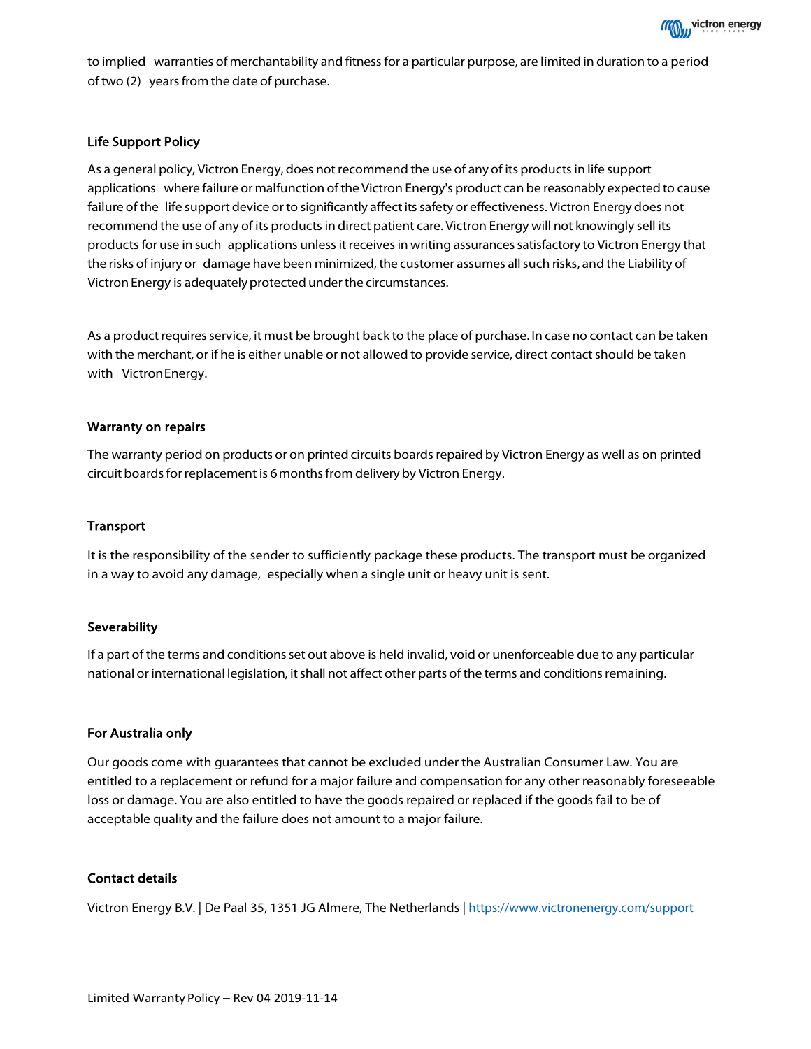to implied warranties of merchantability and fitness for a particular purpose, are limited in duration to a period of two (2) years from the date of purchase.

### Life Support Policy

As a general policy, Victron Energy, does not recommend the use of any of its products in life support applications where failure or malfunction of the Victron Energy's product can be reasonably expected to cause failure of the life support device or to significantly affect its safety or effectiveness. Victron Energy does not recommend the use of any of its products in direct patient care. Victron Energy will not knowingly sell its products for use in such applications unless it receives in writing assurances satisfactory to Victron Energy that the risks of injury or damage have been minimized, the customer assumes all such risks, and the Liability of Victron Energy is adequately protected under the circumstances.

As a product requires service, it must be brought back to the place of purchase. In case no contact can be taken with the merchant, or if he is either unable or not allowed to provide service, direct contact should be taken with Victron Energy.

### Warranty on repairs

The warranty period on products or on printed circuits boards repaired by Victron Energy as well as on printed circuit boards for replacement is 6 months from delivery by Victron Energy.

### Transport

It is the responsibility of the sender to sufficiently package these products. The transport must be organized in a way to avoid any damage, especially when a single unit or heavy unit is sent.

### Severability

If a part of the terms and conditions set out above is held invalid, void or unenforceable due to any particular national or international legislation, it shall not affect other parts of the terms and conditions remaining.

### For Australia only

Our goods come with guarantees that cannot be excluded under the Australian Consumer Law. You are entitled to a replacement or refund for a major failure and compensation for any other reasonably foreseeable loss or damage. You are also entitled to have the goods repaired or replaced if the goods fail to be of acceptable quality and the failure does not amount to a major failure.

### Contact details

Victron Energy B.V. | De Paal 35, 1351 JG Almere, The Netherlands | https://www.victronenergy.com/support

Limited Warranty Policy – Rev 04 2019-11-14